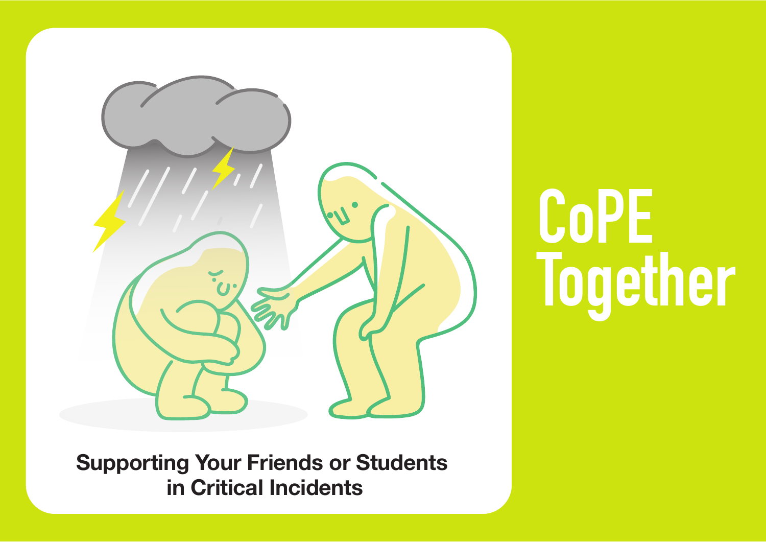# CoPE Together

**Supporting Your Friends or Students in Critical Incidents**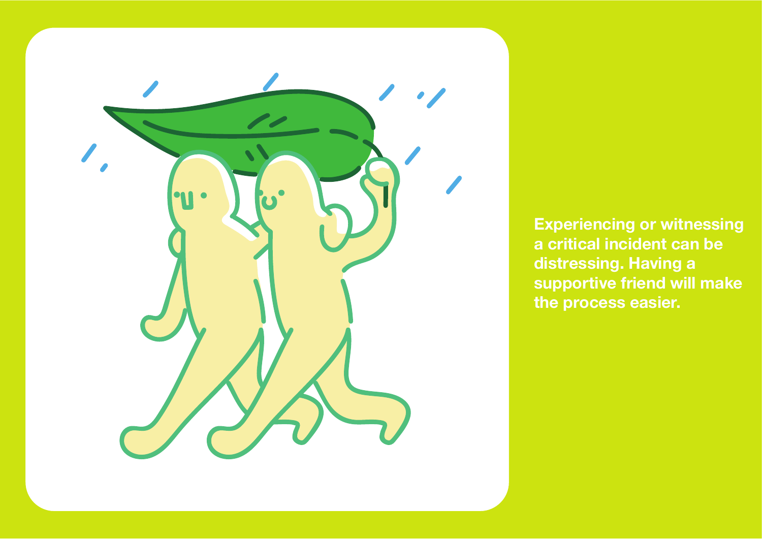Experiencing or witnessing a critical incident can be distressing. Having a supportive friend will make the process easier.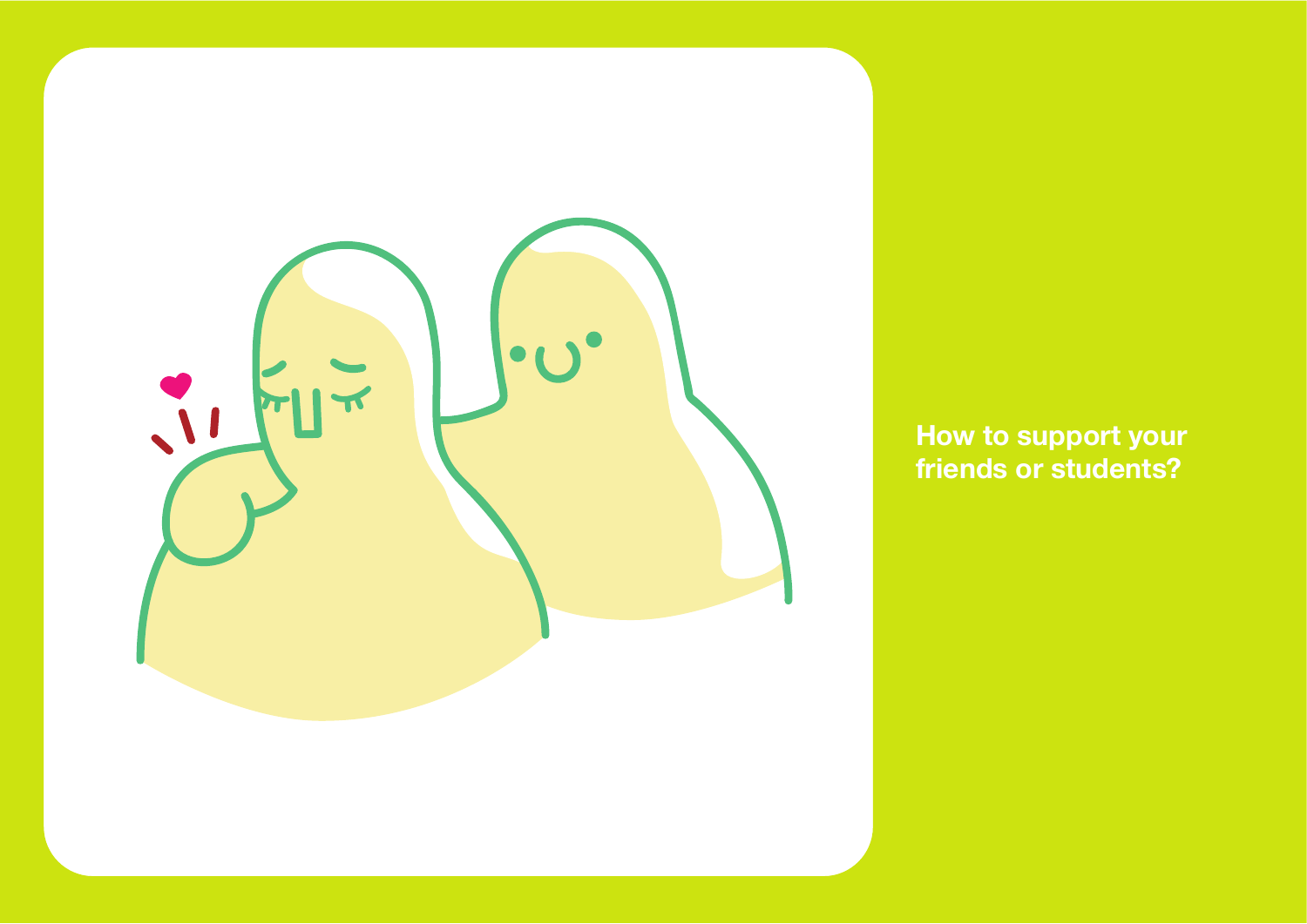## How to support your friends or students?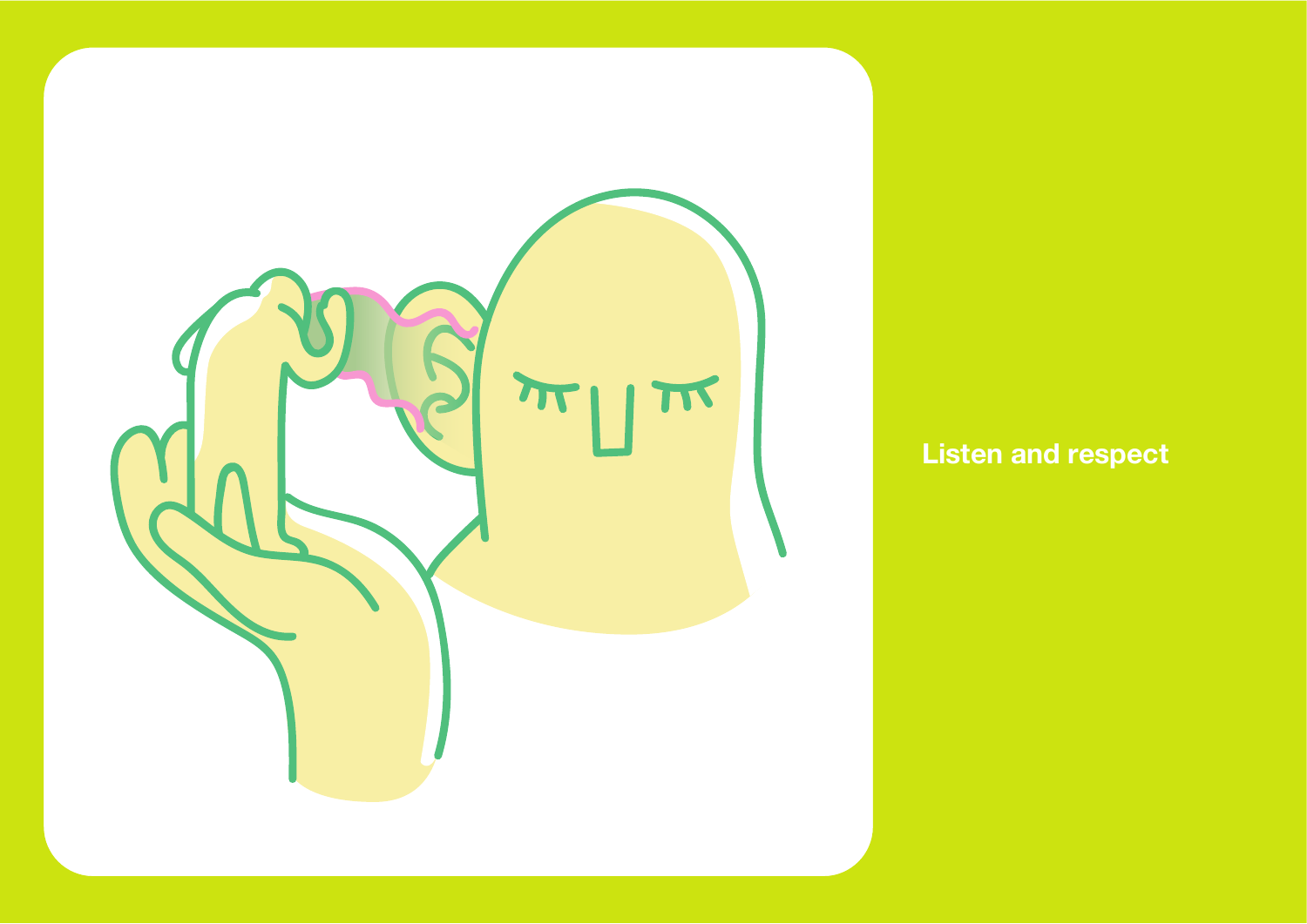Listen and respect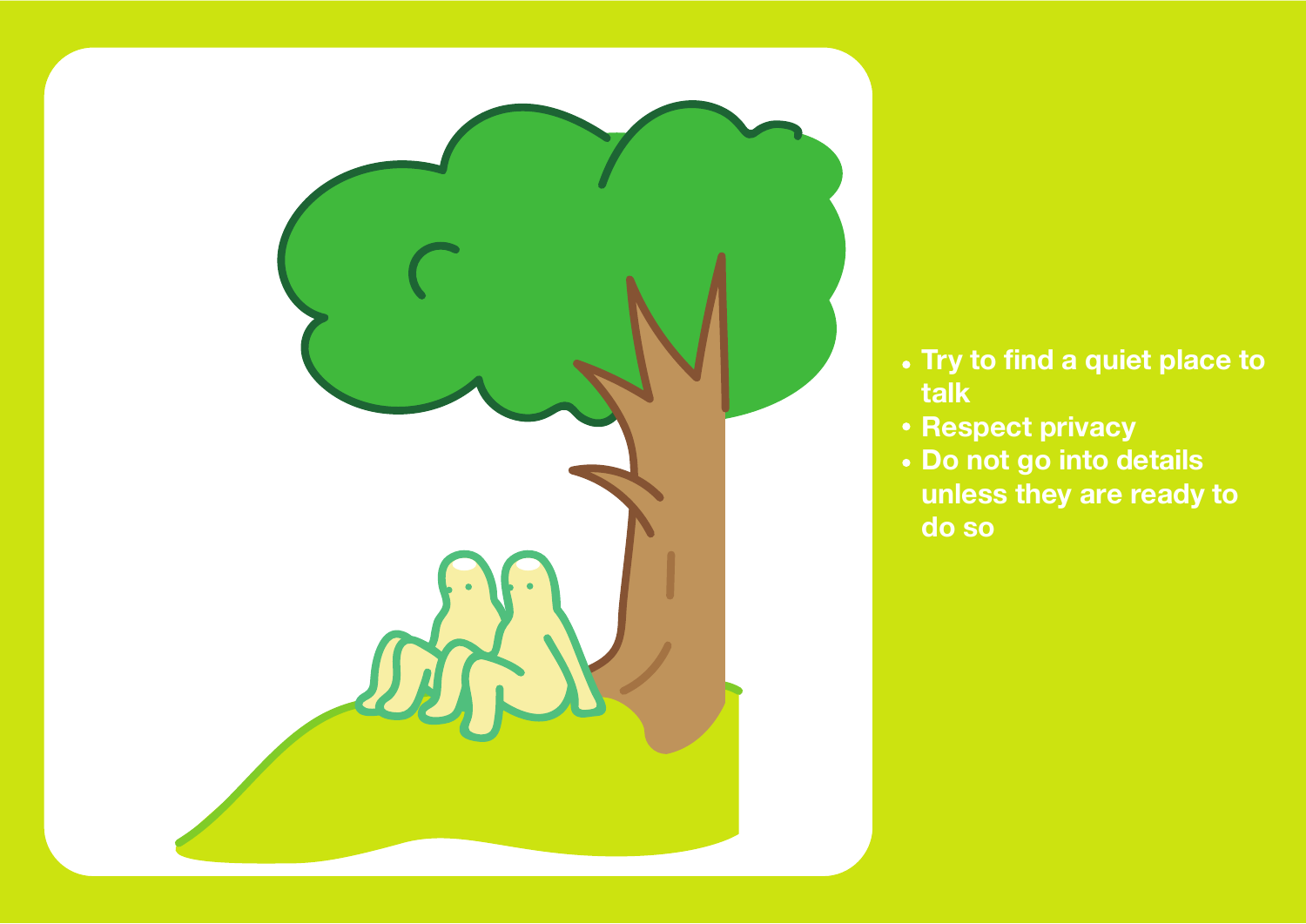- Try to find a quiet place to talk
- Respect privacy
- Do not go into details unless they are ready to do so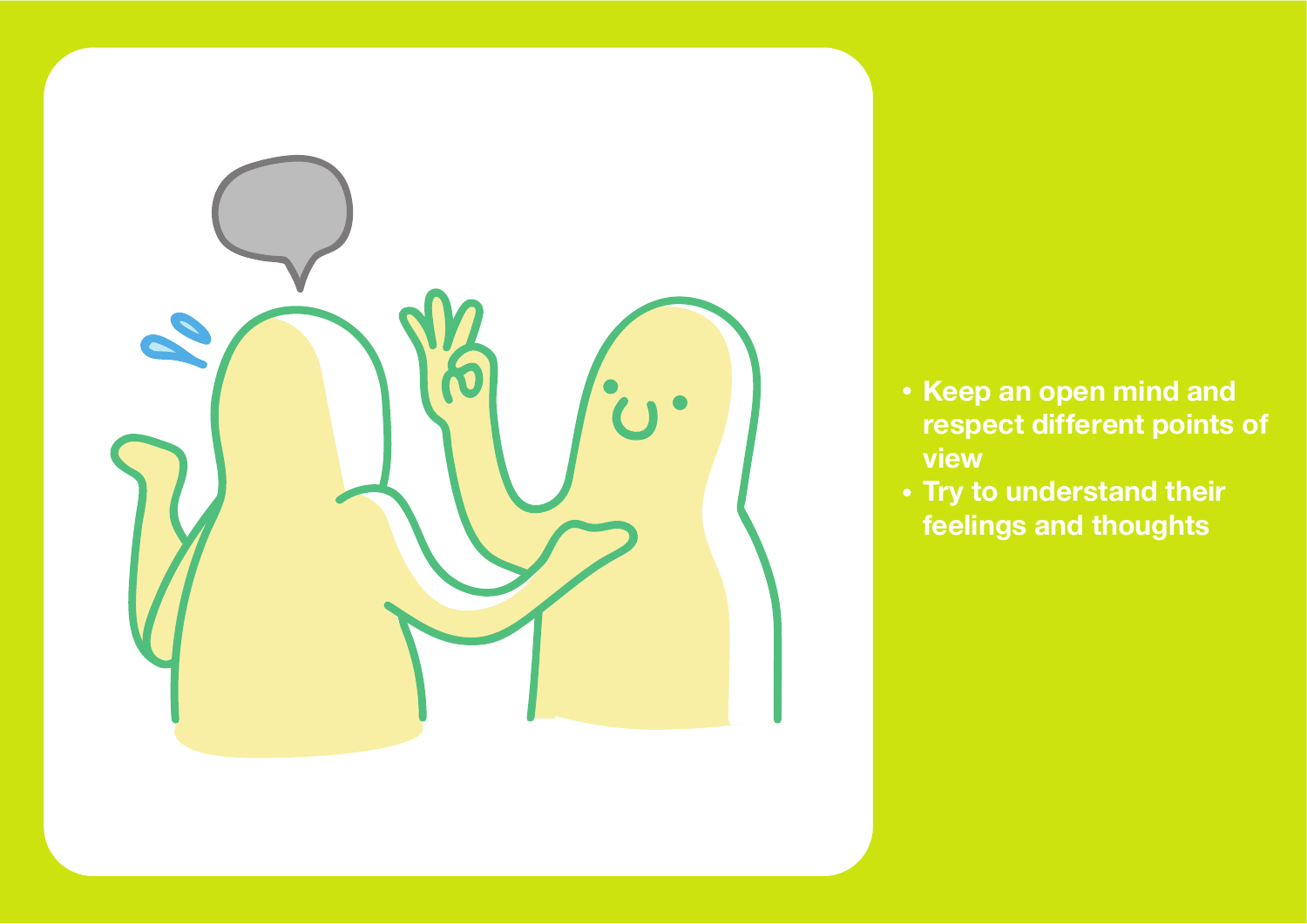- Keep an open mind and respect different points of view
- Try to understand their feelings and thoughts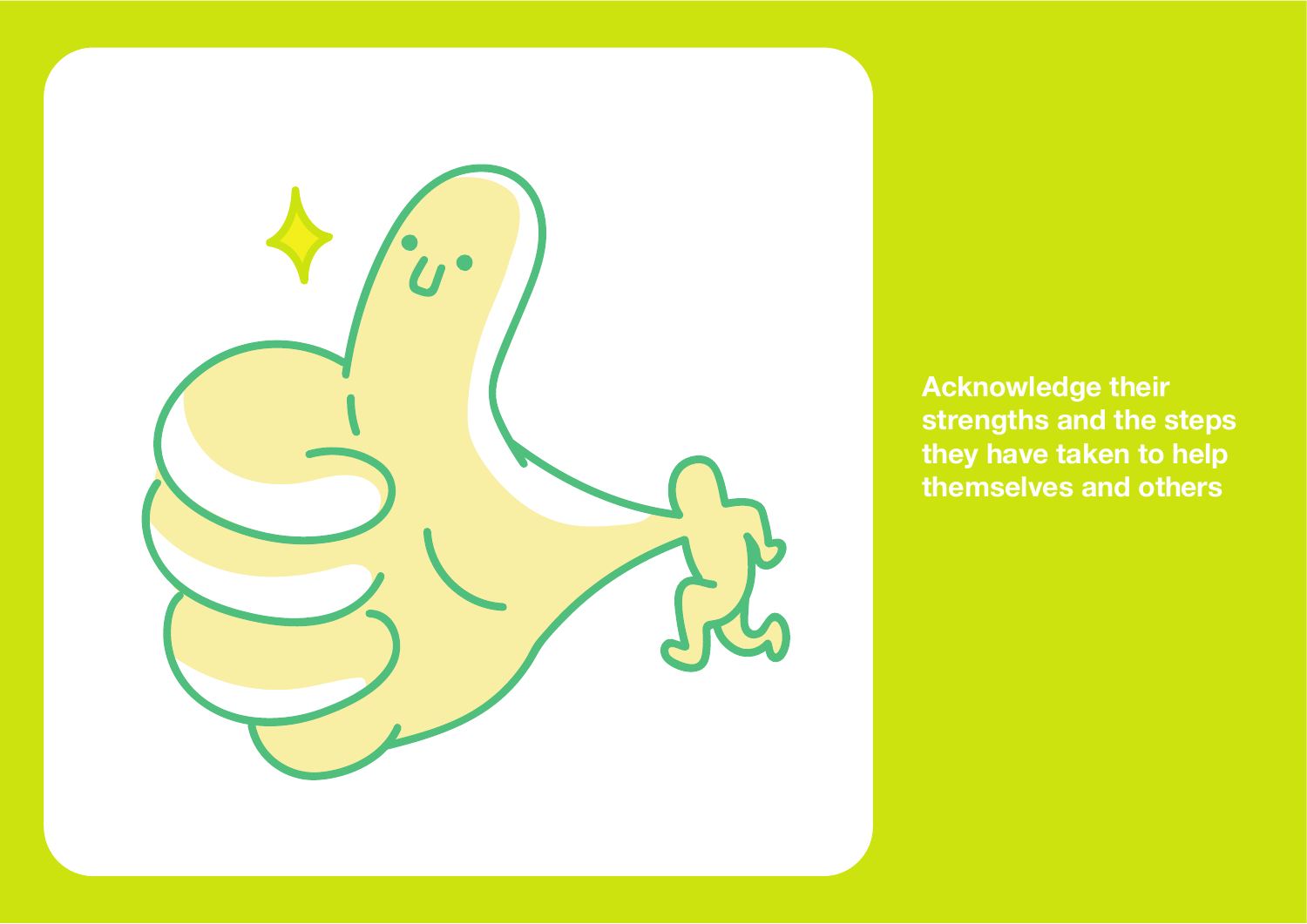**Acknowledge their strengths and the steps they have taken to help themselves and others**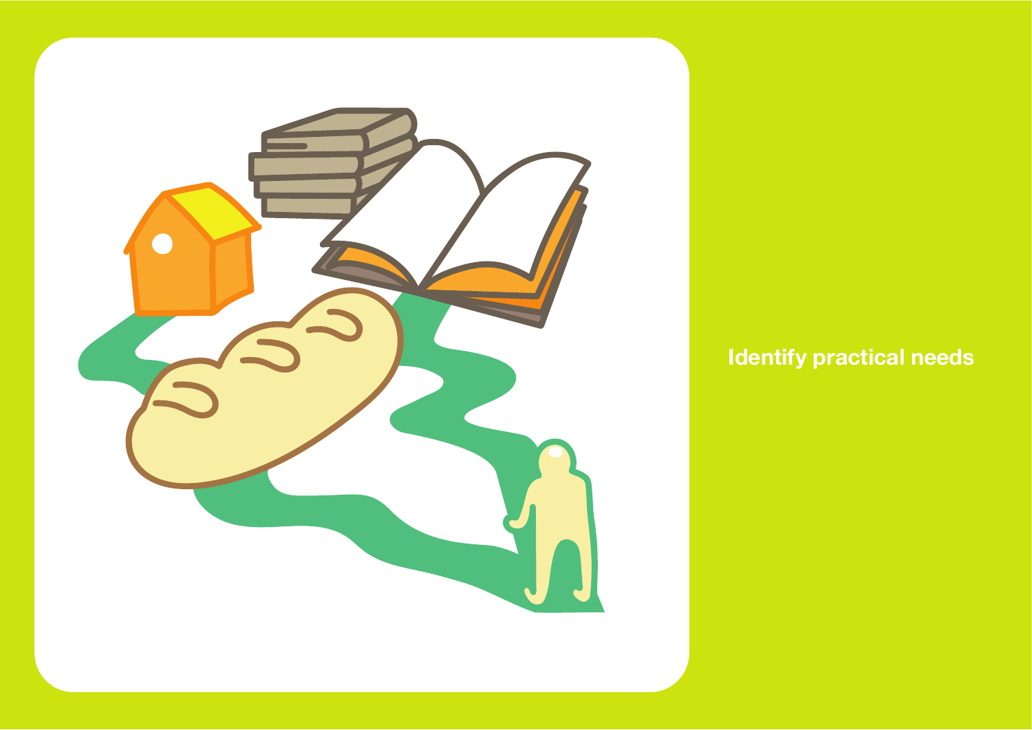Identify practical needs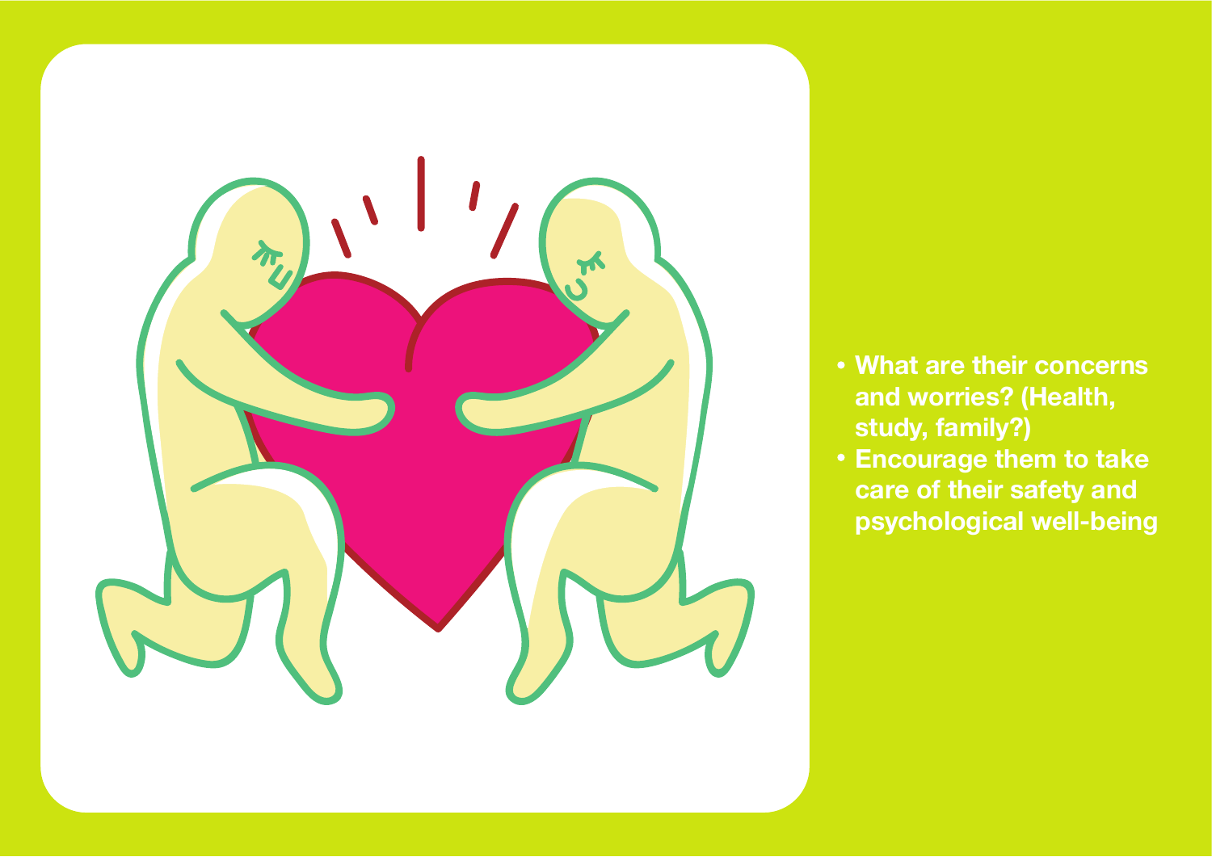- What are their concerns and worries? (Health, study, family?)
- Encourage them to take care of their safety and psychological well-being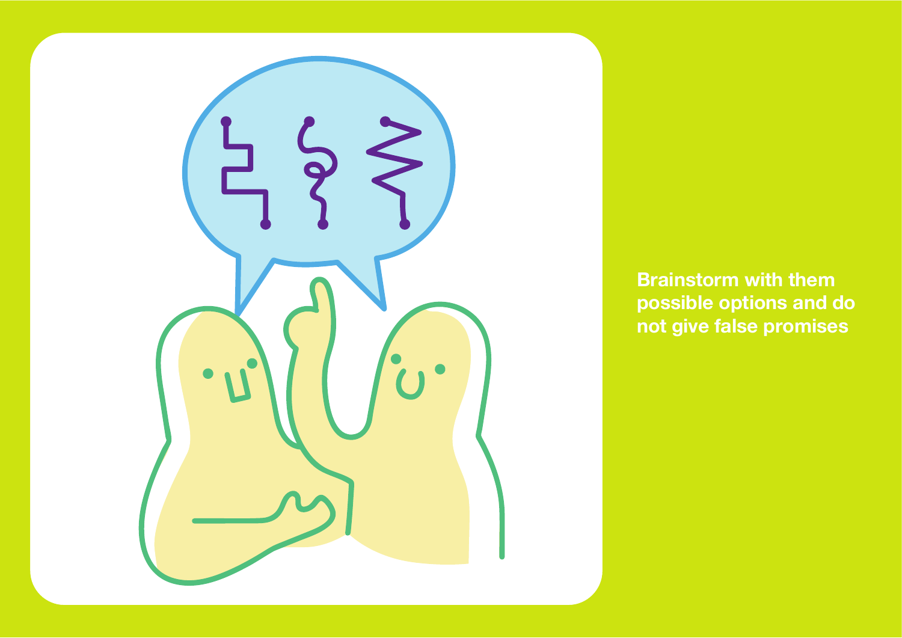Brainstorm with them possible options and do not give false promises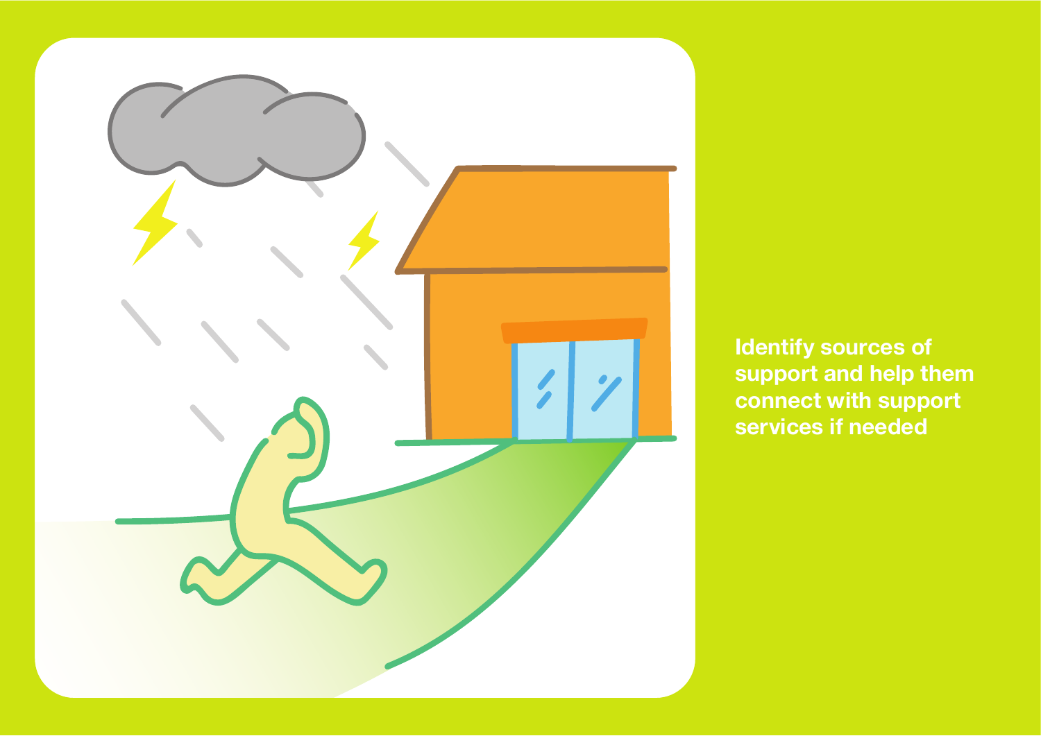Identify sources of support and help them connect with support services if needed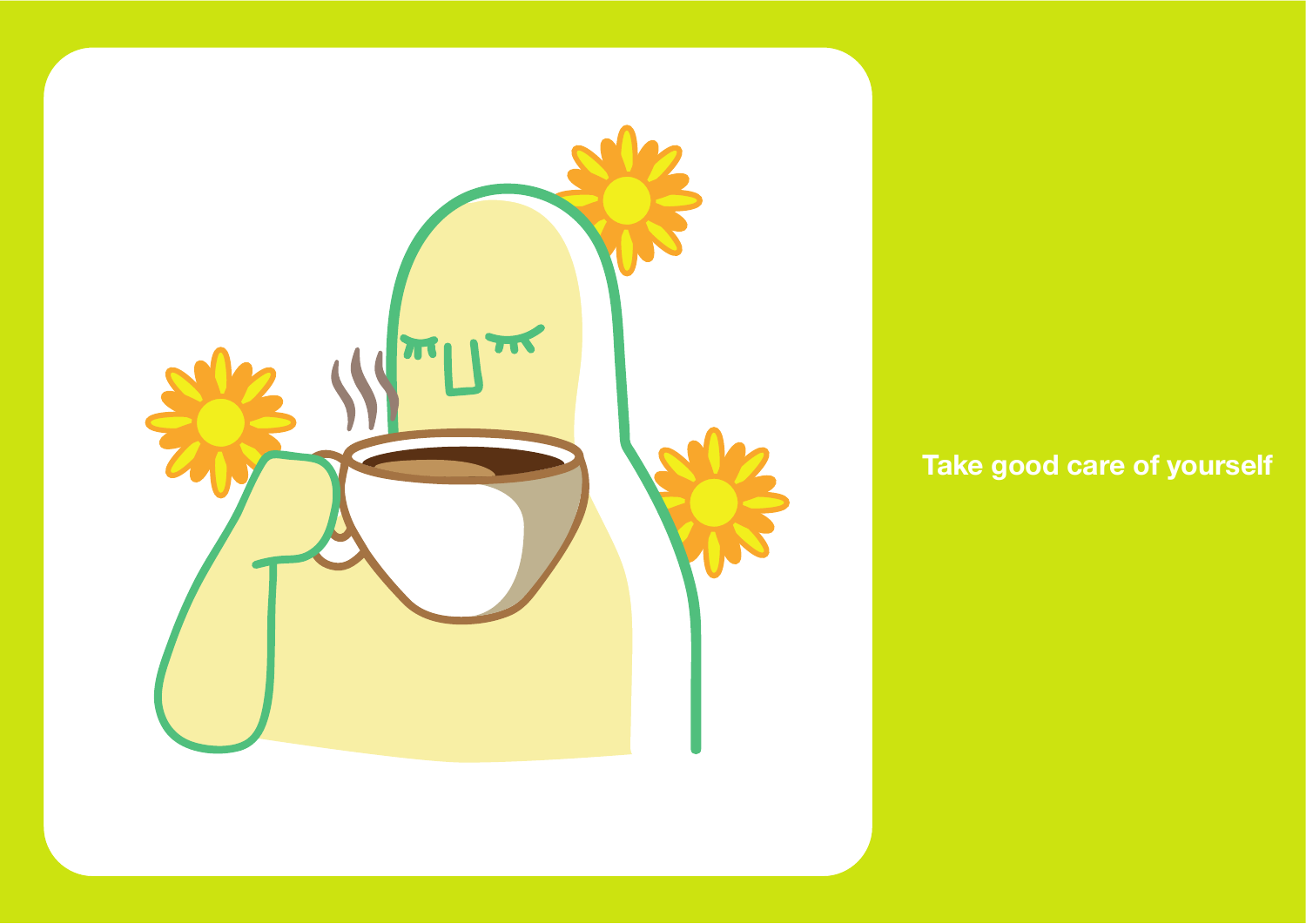Take good care of yourself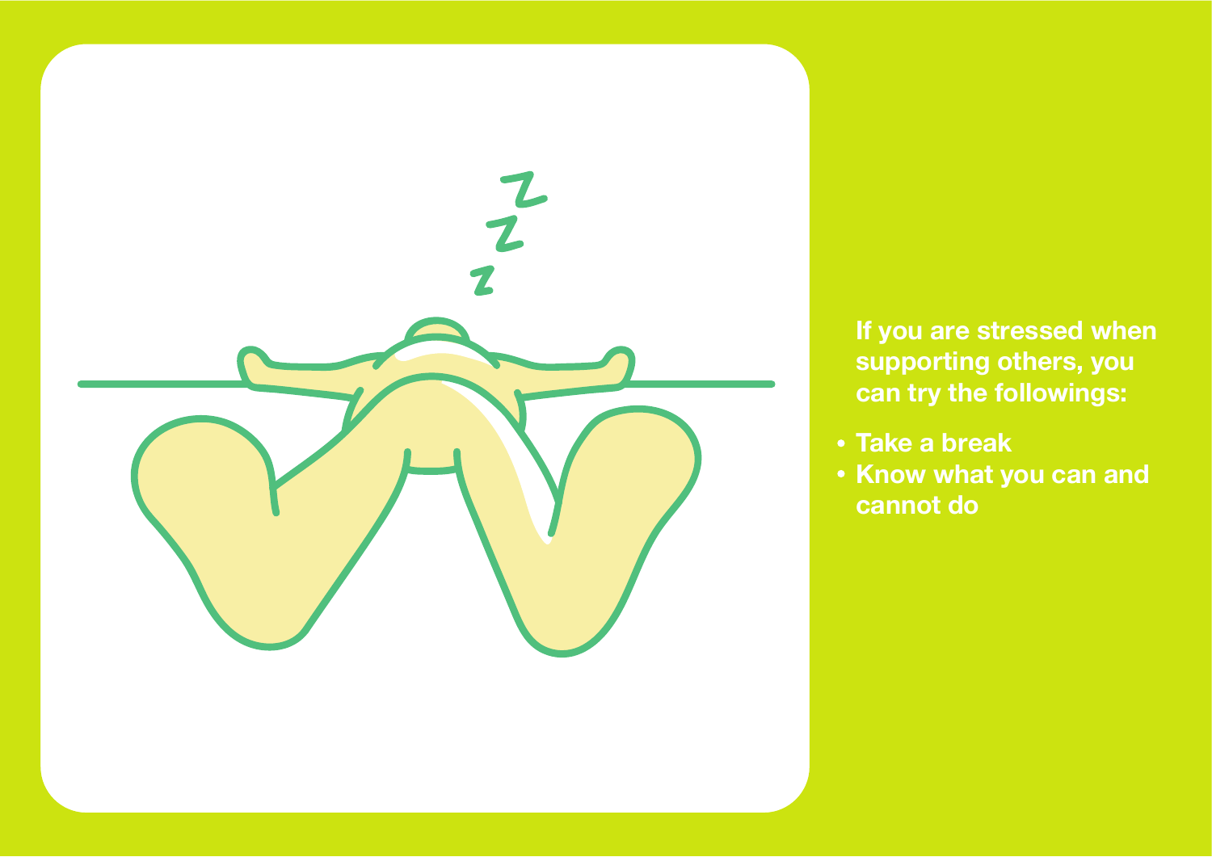If you are stressed when supporting others, you can try the followings:

- Take a break
- Know what you can and cannot do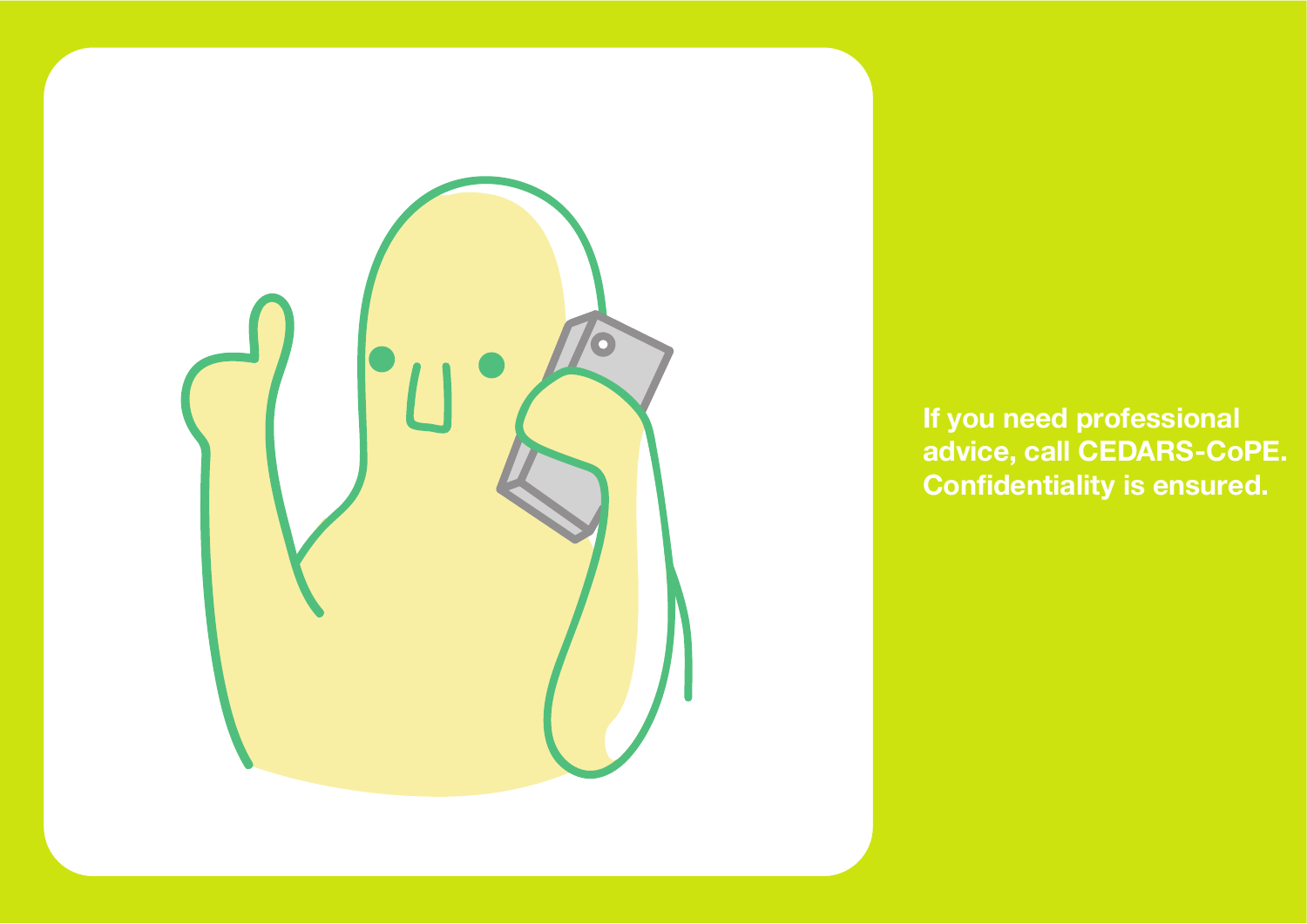If you need professional advice, call CEDARS-CoPE. Confidentiality is ensured.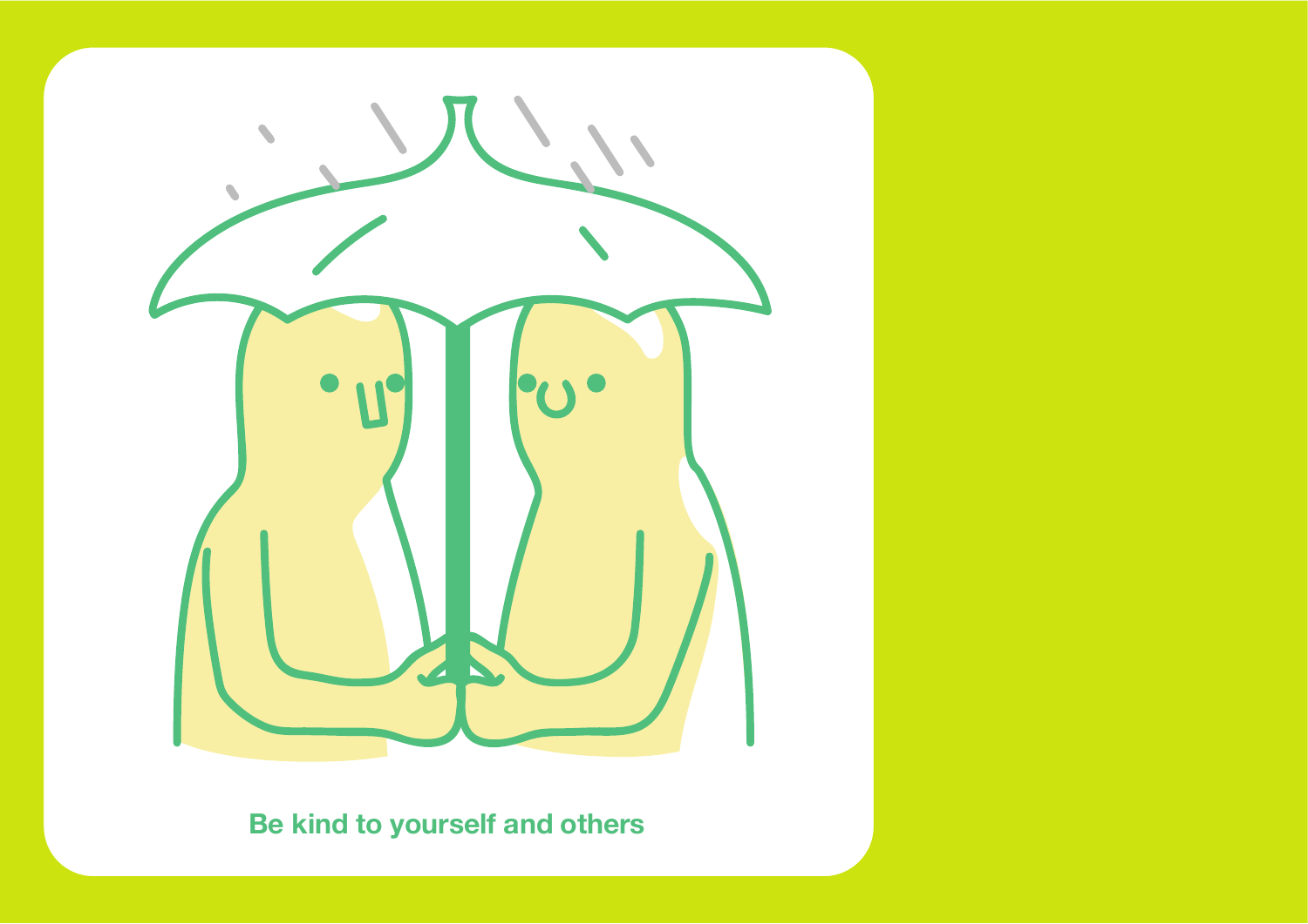Be kind to yourself and others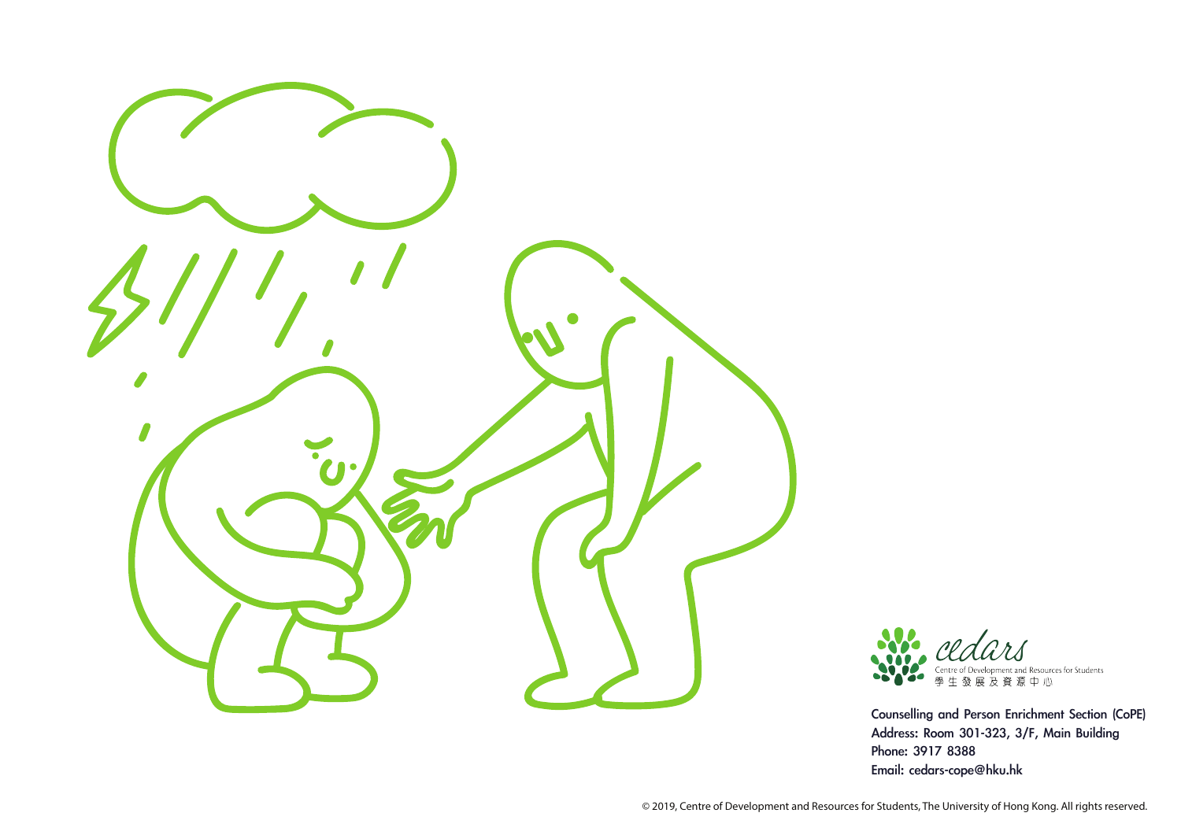cedars

Centre of Development and Resources for Students

學生發展及資源中心

Counselling and Person Enrichment Section (CoPE)
Address: Room 301-323, 3/F, Main Building
Phone: 3917 8388
Email: cedars-cope@hku.hk

© 2019, Centre of Development and Resources for Students, The University of Hong Kong. All rights reserved.